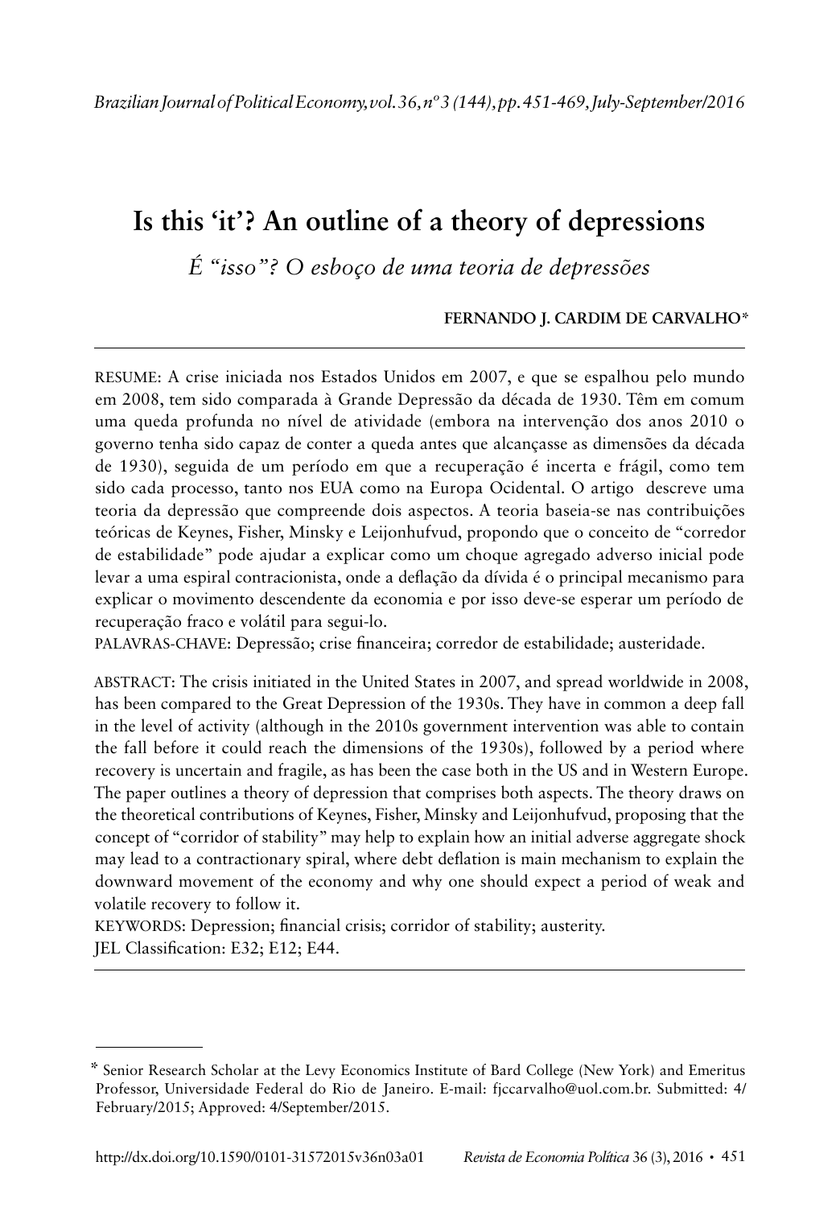# Is this 'it'? An outline of a theory of depressions

*É "isso"? O esboço de uma teoria de depressões*

**FERNANDO J. CARDIM DE CARVALHO***

RESUME: A crise iniciada nos Estados Unidos em 2007, e que se espalhou pelo mundo em 2008, tem sido comparada à Grande Depressão da década de 1930. Têm em comum uma queda profunda no nível de atividade (embora na intervenção dos anos 2010 o governo tenha sido capaz de conter a queda antes que alcançasse as dimensões da década de 1930), seguida de um período em que a recuperação é incerta e frágil, como tem sido cada processo, tanto nos EUA como na Europa Ocidental. O artigo descreve uma teoria da depressão que compreende dois aspectos. A teoria baseia-se nas contribuições teóricas de Keynes, Fisher, Minsky e Leijonhufvud, propondo que o conceito de "corredor de estabilidade" pode ajudar a explicar como um choque agregado adverso inicial pode levar a uma espiral contracionista, onde a deflação da dívida é o principal mecanismo para explicar o movimento descendente da economia e por isso deve-se esperar um período de recuperação fraco e volátil para segui-lo.

PALAVRAS-CHAVE: Depressão; crise financeira; corredor de estabilidade; austeridade.

ABSTRACT: The crisis initiated in the United States in 2007, and spread worldwide in 2008, has been compared to the Great Depression of the 1930s. They have in common a deep fall in the level of activity (although in the 2010s government intervention was able to contain the fall before it could reach the dimensions of the 1930s), followed by a period where recovery is uncertain and fragile, as has been the case both in the US and in Western Europe. The paper outlines a theory of depression that comprises both aspects. The theory draws on the theoretical contributions of Keynes, Fisher, Minsky and Leijonhufvud, proposing that the concept of "corridor of stability" may help to explain how an initial adverse aggregate shock may lead to a contractionary spiral, where debt deflation is main mechanism to explain the downward movement of the economy and why one should expect a period of weak and volatile recovery to follow it.

KEYWORDS: Depression; financial crisis; corridor of stability; austerity.

JEL Classification: E32; E12; E44.

---

* Senior Research Scholar at the Levy Economics Institute of Bard College (New York) and Emeritus Professor, Universidade Federal do Rio de Janeiro. E-mail: fjccarvalho@uol.com.br. Submitted: 4/February/2015; Approved: 4/September/2015.

http://dx.doi.org/10.1590/0101-31572015v36n03a01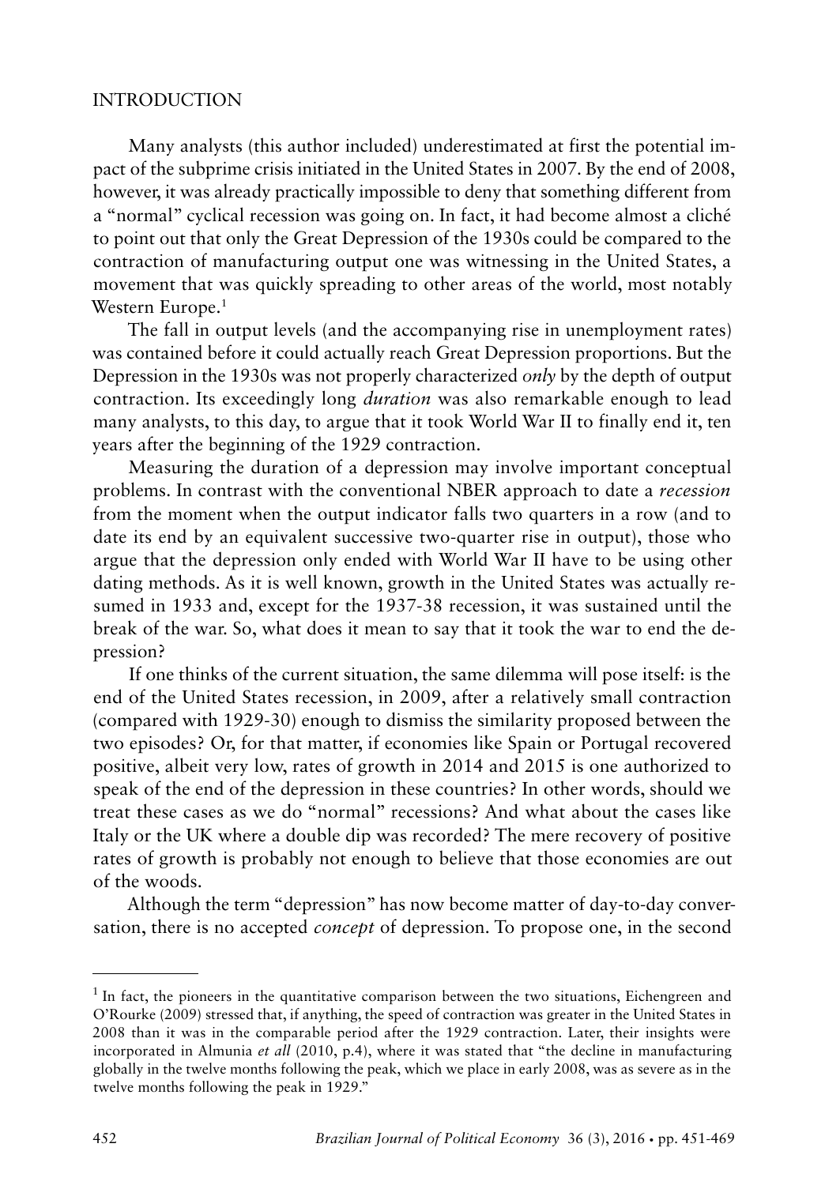## INTRODUCTION

Many analysts (this author included) underestimated at first the potential impact of the subprime crisis initiated in the United States in 2007. By the end of 2008, however, it was already practically impossible to deny that something different from a "normal" cyclical recession was going on. In fact, it had become almost a cliché to point out that only the Great Depression of the 1930s could be compared to the contraction of manufacturing output one was witnessing in the United States, a movement that was quickly spreading to other areas of the world, most notably Western Europe.[1]

The fall in output levels (and the accompanying rise in unemployment rates) was contained before it could actually reach Great Depression proportions. But the Depression in the 1930s was not properly characterized *only* by the depth of output contraction. Its exceedingly long *duration* was also remarkable enough to lead many analysts, to this day, to argue that it took World War II to finally end it, ten years after the beginning of the 1929 contraction.

Measuring the duration of a depression may involve important conceptual problems. In contrast with the conventional NBER approach to date a *recession* from the moment when the output indicator falls two quarters in a row (and to date its end by an equivalent successive two-quarter rise in output), those who argue that the depression only ended with World War II have to be using other dating methods. As it is well known, growth in the United States was actually resumed in 1933 and, except for the 1937-38 recession, it was sustained until the break of the war. So, what does it mean to say that it took the war to end the depression?

If one thinks of the current situation, the same dilemma will pose itself: is the end of the United States recession, in 2009, after a relatively small contraction (compared with 1929-30) enough to dismiss the similarity proposed between the two episodes? Or, for that matter, if economies like Spain or Portugal recovered positive, albeit very low, rates of growth in 2014 and 2015 is one authorized to speak of the end of the depression in these countries? In other words, should we treat these cases as we do "normal" recessions? And what about the cases like Italy or the UK where a double dip was recorded? The mere recovery of positive rates of growth is probably not enough to believe that those economies are out of the woods.

Although the term "depression" has now become matter of day-to-day conversation, there is no accepted *concept* of depression. To propose one, in the second

---

[1] In fact, the pioneers in the quantitative comparison between the two situations, Eichengreen and O'Rourke (2009) stressed that, if anything, the speed of contraction was greater in the United States in 2008 than it was in the comparable period after the 1929 contraction. Later, their insights were incorporated in Almunia *et all* (2010, p.4), where it was stated that "the decline in manufacturing globally in the twelve months following the peak, which we place in early 2008, was as severe as in the twelve months following the peak in 1929."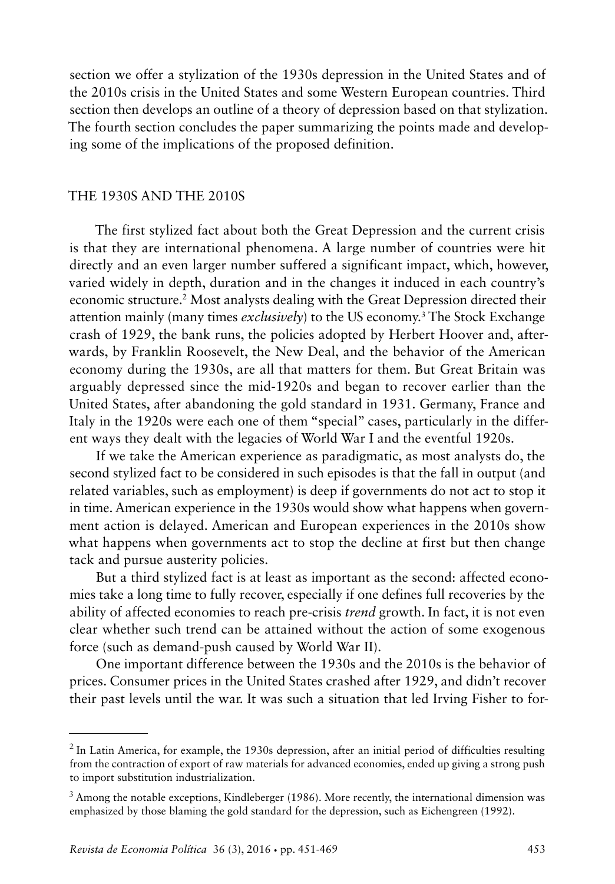section we offer a stylization of the 1930s depression in the United States and of the 2010s crisis in the United States and some Western European countries. Third section then develops an outline of a theory of depression based on that stylization. The fourth section concludes the paper summarizing the points made and developing some of the implications of the proposed definition.

## THE 1930S AND THE 2010S

The first stylized fact about both the Great Depression and the current crisis is that they are international phenomena. A large number of countries were hit directly and an even larger number suffered a significant impact, which, however, varied widely in depth, duration and in the changes it induced in each country's economic structure.[2] Most analysts dealing with the Great Depression directed their attention mainly (many times *exclusively*) to the US economy.[3] The Stock Exchange crash of 1929, the bank runs, the policies adopted by Herbert Hoover and, afterwards, by Franklin Roosevelt, the New Deal, and the behavior of the American economy during the 1930s, are all that matters for them. But Great Britain was arguably depressed since the mid-1920s and began to recover earlier than the United States, after abandoning the gold standard in 1931. Germany, France and Italy in the 1920s were each one of them "special" cases, particularly in the different ways they dealt with the legacies of World War I and the eventful 1920s.

If we take the American experience as paradigmatic, as most analysts do, the second stylized fact to be considered in such episodes is that the fall in output (and related variables, such as employment) is deep if governments do not act to stop it in time. American experience in the 1930s would show what happens when government action is delayed. American and European experiences in the 2010s show what happens when governments act to stop the decline at first but then change tack and pursue austerity policies.

But a third stylized fact is at least as important as the second: affected economies take a long time to fully recover, especially if one defines full recoveries by the ability of affected economies to reach pre-crisis *trend* growth. In fact, it is not even clear whether such trend can be attained without the action of some exogenous force (such as demand-push caused by World War II).

One important difference between the 1930s and the 2010s is the behavior of prices. Consumer prices in the United States crashed after 1929, and didn't recover their past levels until the war. It was such a situation that led Irving Fisher to for-

---

[2] In Latin America, for example, the 1930s depression, after an initial period of difficulties resulting from the contraction of export of raw materials for advanced economies, ended up giving a strong push to import substitution industrialization.

[3] Among the notable exceptions, Kindleberger (1986). More recently, the international dimension was emphasized by those blaming the gold standard for the depression, such as Eichengreen (1992).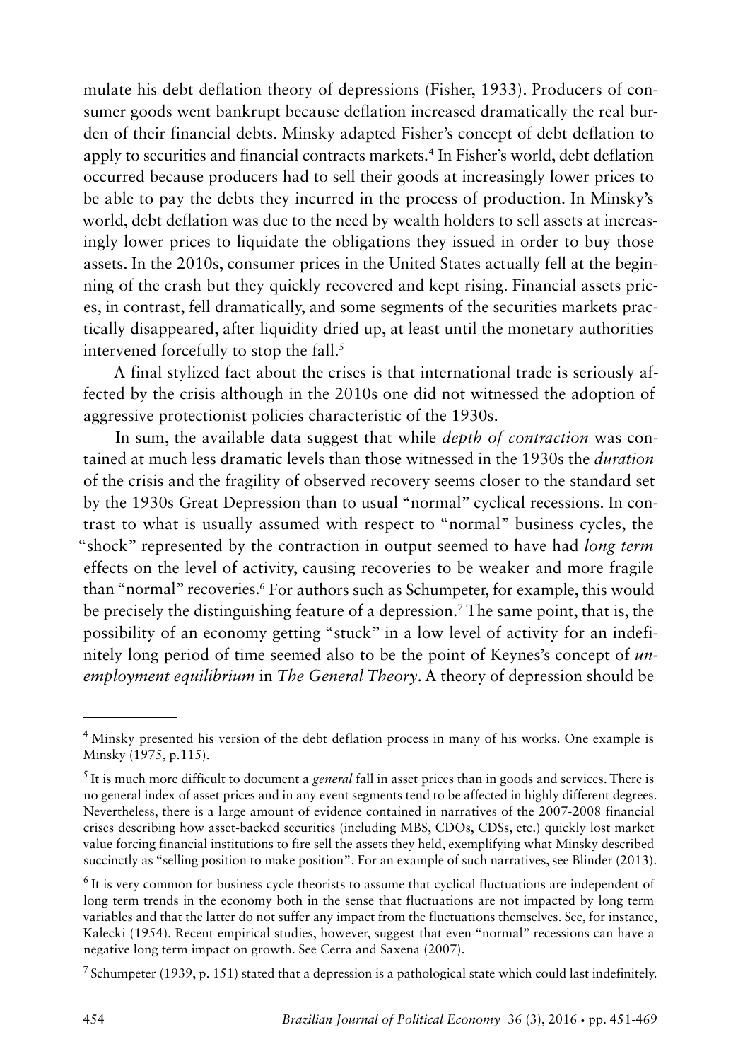mulate his debt deflation theory of depressions (Fisher, 1933). Producers of consumer goods went bankrupt because deflation increased dramatically the real burden of their financial debts. Minsky adapted Fisher's concept of debt deflation to apply to securities and financial contracts markets.[4] In Fisher's world, debt deflation occurred because producers had to sell their goods at increasingly lower prices to be able to pay the debts they incurred in the process of production. In Minsky's world, debt deflation was due to the need by wealth holders to sell assets at increasingly lower prices to liquidate the obligations they issued in order to buy those assets. In the 2010s, consumer prices in the United States actually fell at the beginning of the crash but they quickly recovered and kept rising. Financial assets prices, in contrast, fell dramatically, and some segments of the securities markets practically disappeared, after liquidity dried up, at least until the monetary authorities intervened forcefully to stop the fall.[5]

A final stylized fact about the crises is that international trade is seriously affected by the crisis although in the 2010s one did not witnessed the adoption of aggressive protectionist policies characteristic of the 1930s.

In sum, the available data suggest that while *depth of contraction* was contained at much less dramatic levels than those witnessed in the 1930s the *duration* of the crisis and the fragility of observed recovery seems closer to the standard set by the 1930s Great Depression than to usual "normal" cyclical recessions. In contrast to what is usually assumed with respect to "normal" business cycles, the "shock" represented by the contraction in output seemed to have had *long term* effects on the level of activity, causing recoveries to be weaker and more fragile than "normal" recoveries.[6] For authors such as Schumpeter, for example, this would be precisely the distinguishing feature of a depression.[7] The same point, that is, the possibility of an economy getting "stuck" in a low level of activity for an indefinitely long period of time seemed also to be the point of Keynes's concept of *unemployment equilibrium* in *The General Theory*. A theory of depression should be

---

[4] Minsky presented his version of the debt deflation process in many of his works. One example is Minsky (1975, p.115).

[5] It is much more difficult to document a *general* fall in asset prices than in goods and services. There is no general index of asset prices and in any event segments tend to be affected in highly different degrees. Nevertheless, there is a large amount of evidence contained in narratives of the 2007-2008 financial crises describing how asset-backed securities (including MBS, CDOs, CDSs, etc.) quickly lost market value forcing financial institutions to fire sell the assets they held, exemplifying what Minsky described succinctly as "selling position to make position". For an example of such narratives, see Blinder (2013).

[6] It is very common for business cycle theorists to assume that cyclical fluctuations are independent of long term trends in the economy both in the sense that fluctuations are not impacted by long term variables and that the latter do not suffer any impact from the fluctuations themselves. See, for instance, Kalecki (1954). Recent empirical studies, however, suggest that even "normal" recessions can have a negative long term impact on growth. See Cerra and Saxena (2007).

[7] Schumpeter (1939, p. 151) stated that a depression is a pathological state which could last indefinitely.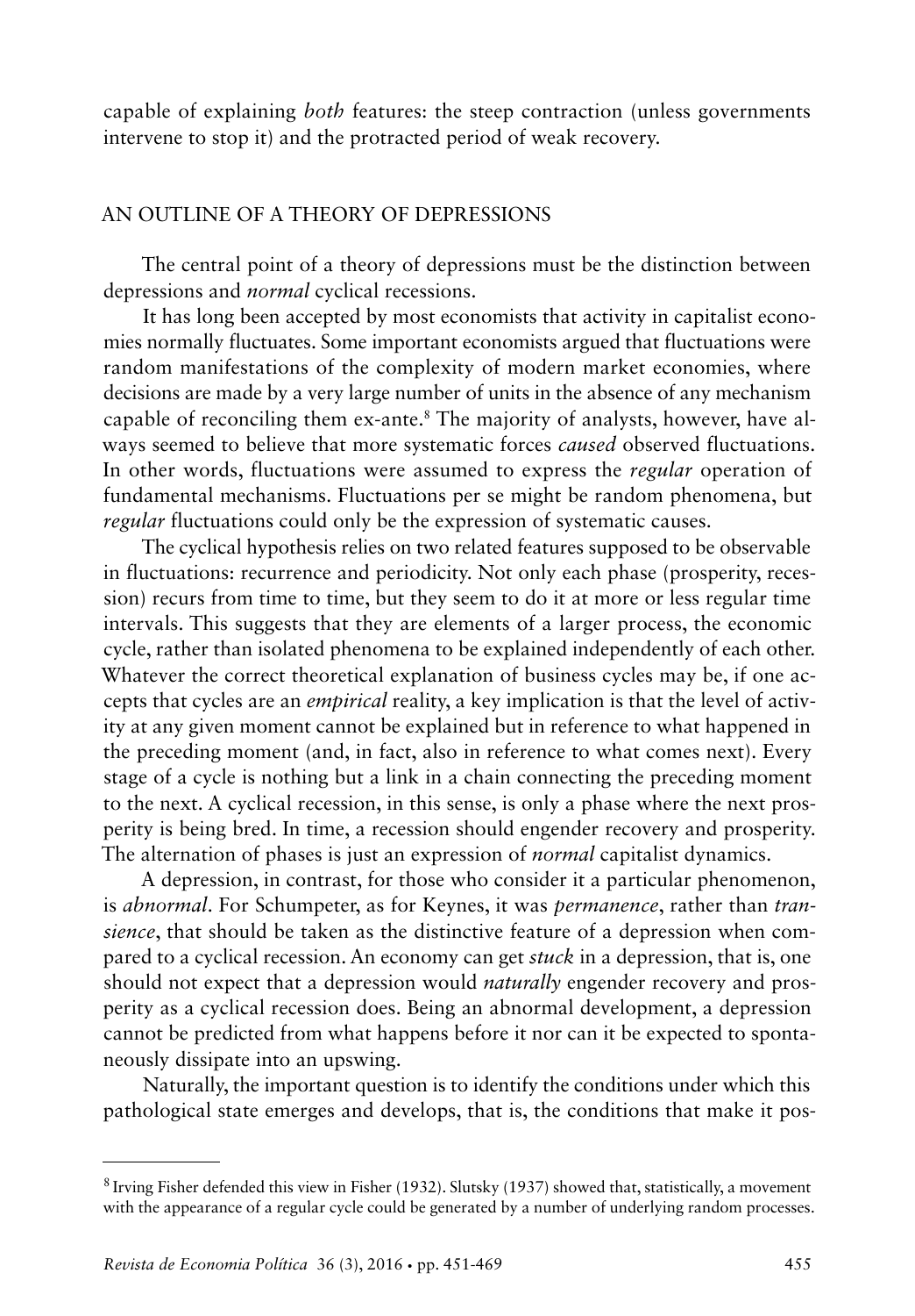capable of explaining *both* features: the steep contraction (unless governments intervene to stop it) and the protracted period of weak recovery.

## AN OUTLINE OF A THEORY OF DEPRESSIONS

The central point of a theory of depressions must be the distinction between depressions and *normal* cyclical recessions.

It has long been accepted by most economists that activity in capitalist economies normally fluctuates. Some important economists argued that fluctuations were random manifestations of the complexity of modern market economies, where decisions are made by a very large number of units in the absence of any mechanism capable of reconciling them ex-ante.[8] The majority of analysts, however, have always seemed to believe that more systematic forces *caused* observed fluctuations. In other words, fluctuations were assumed to express the *regular* operation of fundamental mechanisms. Fluctuations per se might be random phenomena, but *regular* fluctuations could only be the expression of systematic causes.

The cyclical hypothesis relies on two related features supposed to be observable in fluctuations: recurrence and periodicity. Not only each phase (prosperity, recession) recurs from time to time, but they seem to do it at more or less regular time intervals. This suggests that they are elements of a larger process, the economic cycle, rather than isolated phenomena to be explained independently of each other. Whatever the correct theoretical explanation of business cycles may be, if one accepts that cycles are an *empirical* reality, a key implication is that the level of activity at any given moment cannot be explained but in reference to what happened in the preceding moment (and, in fact, also in reference to what comes next). Every stage of a cycle is nothing but a link in a chain connecting the preceding moment to the next. A cyclical recession, in this sense, is only a phase where the next prosperity is being bred. In time, a recession should engender recovery and prosperity. The alternation of phases is just an expression of *normal* capitalist dynamics.

A depression, in contrast, for those who consider it a particular phenomenon, is *abnormal*. For Schumpeter, as for Keynes, it was *permanence*, rather than *transience*, that should be taken as the distinctive feature of a depression when compared to a cyclical recession. An economy can get *stuck* in a depression, that is, one should not expect that a depression would *naturally* engender recovery and prosperity as a cyclical recession does. Being an abnormal development, a depression cannot be predicted from what happens before it nor can it be expected to spontaneously dissipate into an upswing.

Naturally, the important question is to identify the conditions under which this pathological state emerges and develops, that is, the conditions that make it pos-

---

[8] Irving Fisher defended this view in Fisher (1932). Slutsky (1937) showed that, statistically, a movement with the appearance of a regular cycle could be generated by a number of underlying random processes.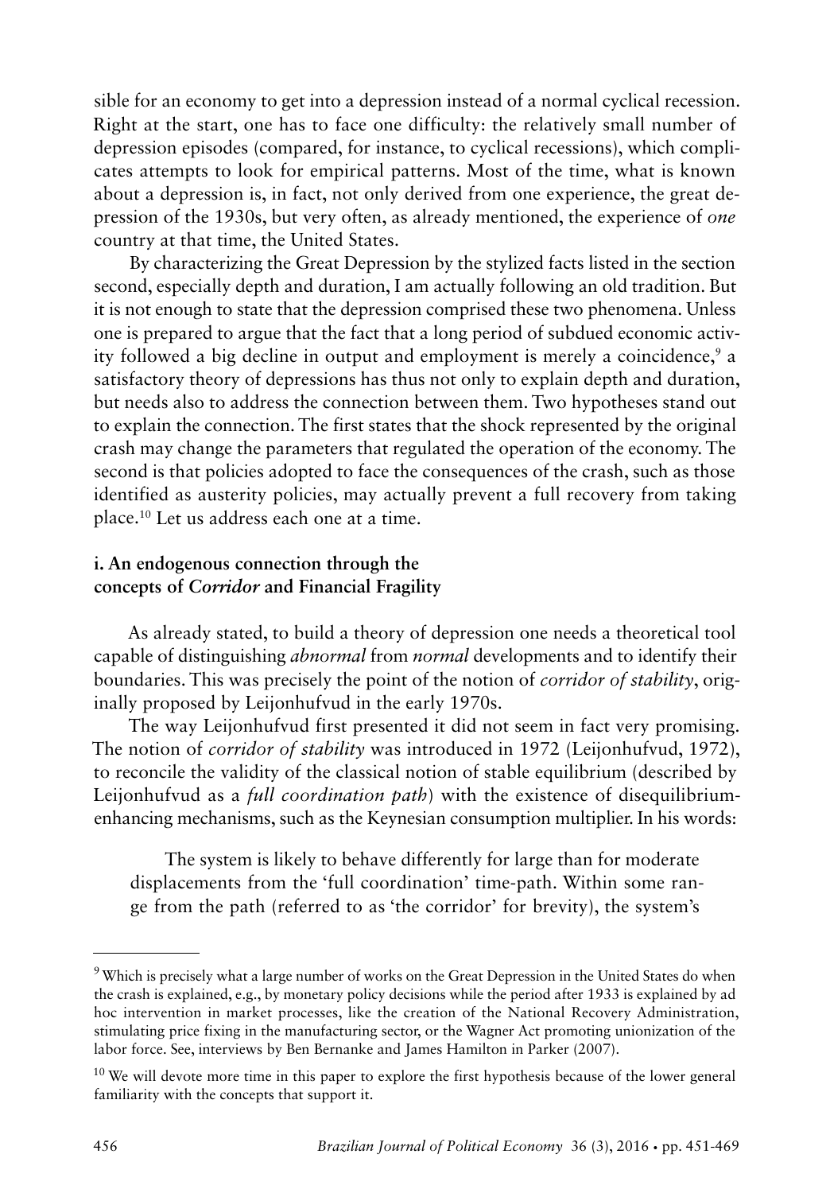sible for an economy to get into a depression instead of a normal cyclical recession. Right at the start, one has to face one difficulty: the relatively small number of depression episodes (compared, for instance, to cyclical recessions), which complicates attempts to look for empirical patterns. Most of the time, what is known about a depression is, in fact, not only derived from one experience, the great depression of the 1930s, but very often, as already mentioned, the experience of *one* country at that time, the United States.

By characterizing the Great Depression by the stylized facts listed in the section second, especially depth and duration, I am actually following an old tradition. But it is not enough to state that the depression comprised these two phenomena. Unless one is prepared to argue that the fact that a long period of subdued economic activity followed a big decline in output and employment is merely a coincidence,[9] a satisfactory theory of depressions has thus not only to explain depth and duration, but needs also to address the connection between them. Two hypotheses stand out to explain the connection. The first states that the shock represented by the original crash may change the parameters that regulated the operation of the economy. The second is that policies adopted to face the consequences of the crash, such as those identified as austerity policies, may actually prevent a full recovery from taking place.[10] Let us address each one at a time.

### i. An endogenous connection through the concepts of *Corridor* and Financial Fragility

As already stated, to build a theory of depression one needs a theoretical tool capable of distinguishing *abnormal* from *normal* developments and to identify their boundaries. This was precisely the point of the notion of *corridor of stability*, originally proposed by Leijonhufvud in the early 1970s.

The way Leijonhufvud first presented it did not seem in fact very promising. The notion of *corridor of stability* was introduced in 1972 (Leijonhufvud, 1972), to reconcile the validity of the classical notion of stable equilibrium (described by Leijonhufvud as a *full coordination path*) with the existence of disequilibrium-enhancing mechanisms, such as the Keynesian consumption multiplier. In his words:

> The system is likely to behave differently for large than for moderate displacements from the 'full coordination' time-path. Within some range from the path (referred to as 'the corridor' for brevity), the system's

---

[9] Which is precisely what a large number of works on the Great Depression in the United States do when the crash is explained, e.g., by monetary policy decisions while the period after 1933 is explained by ad hoc intervention in market processes, like the creation of the National Recovery Administration, stimulating price fixing in the manufacturing sector, or the Wagner Act promoting unionization of the labor force. See, interviews by Ben Bernanke and James Hamilton in Parker (2007).

[10] We will devote more time in this paper to explore the first hypothesis because of the lower general familiarity with the concepts that support it.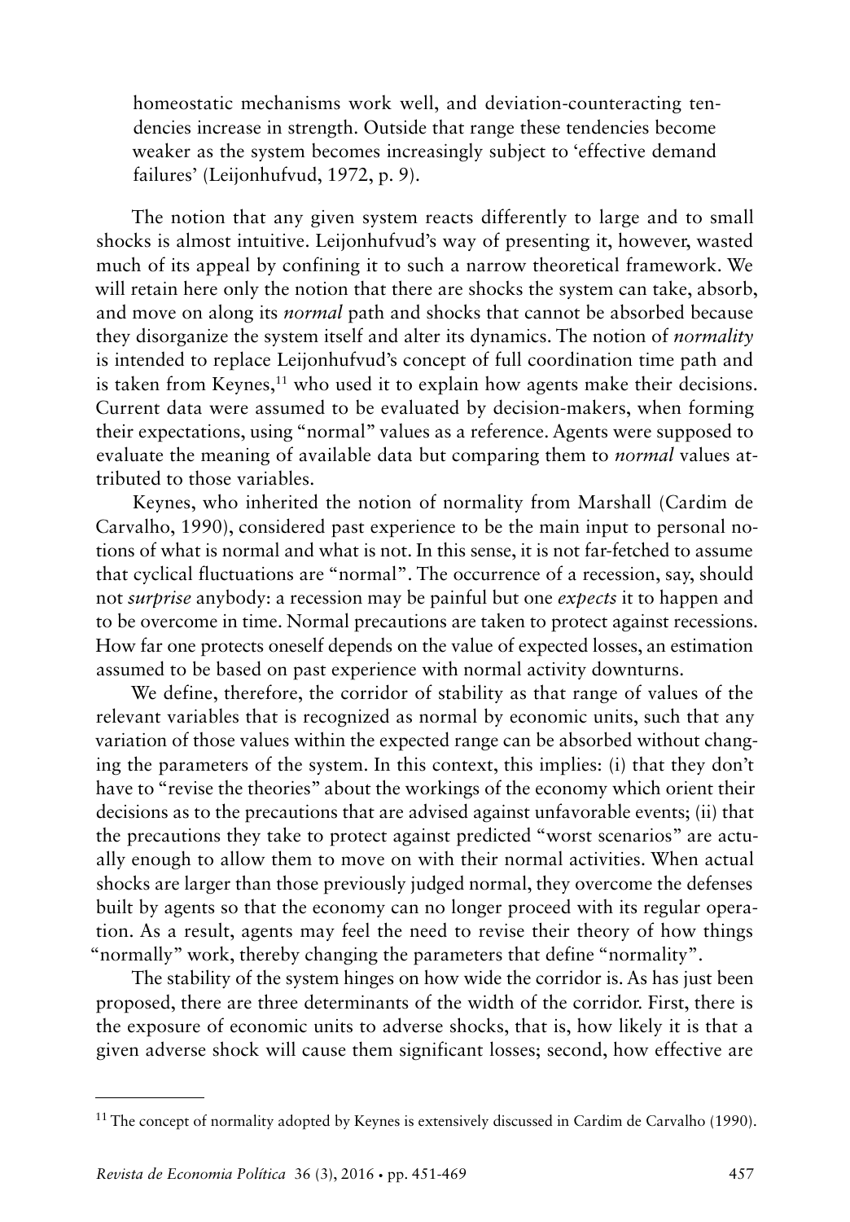homeostatic mechanisms work well, and deviation-counteracting tendencies increase in strength. Outside that range these tendencies become weaker as the system becomes increasingly subject to 'effective demand failures' (Leijonhufvud, 1972, p. 9).

The notion that any given system reacts differently to large and to small shocks is almost intuitive. Leijonhufvud's way of presenting it, however, wasted much of its appeal by confining it to such a narrow theoretical framework. We will retain here only the notion that there are shocks the system can take, absorb, and move on along its *normal* path and shocks that cannot be absorbed because they disorganize the system itself and alter its dynamics. The notion of *normality* is intended to replace Leijonhufvud's concept of full coordination time path and is taken from Keynes,[11] who used it to explain how agents make their decisions. Current data were assumed to be evaluated by decision-makers, when forming their expectations, using "normal" values as a reference. Agents were supposed to evaluate the meaning of available data but comparing them to *normal* values attributed to those variables.

Keynes, who inherited the notion of normality from Marshall (Cardim de Carvalho, 1990), considered past experience to be the main input to personal notions of what is normal and what is not. In this sense, it is not far-fetched to assume that cyclical fluctuations are "normal". The occurrence of a recession, say, should not *surprise* anybody: a recession may be painful but one *expects* it to happen and to be overcome in time. Normal precautions are taken to protect against recessions. How far one protects oneself depends on the value of expected losses, an estimation assumed to be based on past experience with normal activity downturns.

We define, therefore, the corridor of stability as that range of values of the relevant variables that is recognized as normal by economic units, such that any variation of those values within the expected range can be absorbed without changing the parameters of the system. In this context, this implies: (i) that they don't have to "revise the theories" about the workings of the economy which orient their decisions as to the precautions that are advised against unfavorable events; (ii) that the precautions they take to protect against predicted "worst scenarios" are actually enough to allow them to move on with their normal activities. When actual shocks are larger than those previously judged normal, they overcome the defenses built by agents so that the economy can no longer proceed with its regular operation. As a result, agents may feel the need to revise their theory of how things "normally" work, thereby changing the parameters that define "normality".

The stability of the system hinges on how wide the corridor is. As has just been proposed, there are three determinants of the width of the corridor. First, there is the exposure of economic units to adverse shocks, that is, how likely it is that a given adverse shock will cause them significant losses; second, how effective are

[11] The concept of normality adopted by Keynes is extensively discussed in Cardim de Carvalho (1990).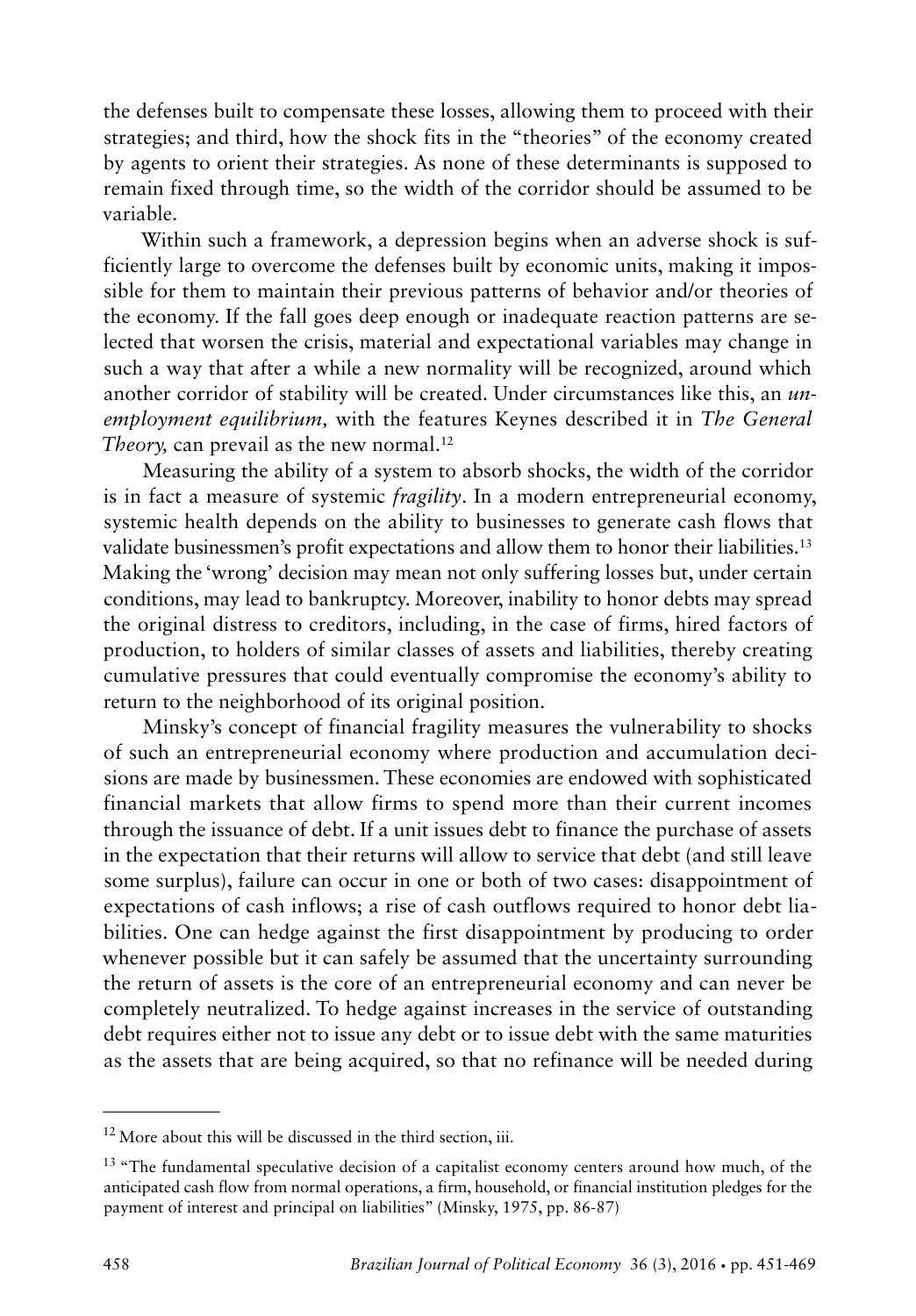the defenses built to compensate these losses, allowing them to proceed with their strategies; and third, how the shock fits in the "theories" of the economy created by agents to orient their strategies. As none of these determinants is supposed to remain fixed through time, so the width of the corridor should be assumed to be variable.

Within such a framework, a depression begins when an adverse shock is sufficiently large to overcome the defenses built by economic units, making it impossible for them to maintain their previous patterns of behavior and/or theories of the economy. If the fall goes deep enough or inadequate reaction patterns are selected that worsen the crisis, material and expectational variables may change in such a way that after a while a new normality will be recognized, around which another corridor of stability will be created. Under circumstances like this, an *unemployment equilibrium,* with the features Keynes described it in *The General Theory,* can prevail as the new normal.[12]

Measuring the ability of a system to absorb shocks, the width of the corridor is in fact a measure of systemic *fragility*. In a modern entrepreneurial economy, systemic health depends on the ability to businesses to generate cash flows that validate businessmen's profit expectations and allow them to honor their liabilities.[13] Making the 'wrong' decision may mean not only suffering losses but, under certain conditions, may lead to bankruptcy. Moreover, inability to honor debts may spread the original distress to creditors, including, in the case of firms, hired factors of production, to holders of similar classes of assets and liabilities, thereby creating cumulative pressures that could eventually compromise the economy's ability to return to the neighborhood of its original position.

Minsky's concept of financial fragility measures the vulnerability to shocks of such an entrepreneurial economy where production and accumulation decisions are made by businessmen. These economies are endowed with sophisticated financial markets that allow firms to spend more than their current incomes through the issuance of debt. If a unit issues debt to finance the purchase of assets in the expectation that their returns will allow to service that debt (and still leave some surplus), failure can occur in one or both of two cases: disappointment of expectations of cash inflows; a rise of cash outflows required to honor debt liabilities. One can hedge against the first disappointment by producing to order whenever possible but it can safely be assumed that the uncertainty surrounding the return of assets is the core of an entrepreneurial economy and can never be completely neutralized. To hedge against increases in the service of outstanding debt requires either not to issue any debt or to issue debt with the same maturities as the assets that are being acquired, so that no refinance will be needed during

---

[12] More about this will be discussed in the third section, iii.

[13] "The fundamental speculative decision of a capitalist economy centers around how much, of the anticipated cash flow from normal operations, a firm, household, or financial institution pledges for the payment of interest and principal on liabilities" (Minsky, 1975, pp. 86-87)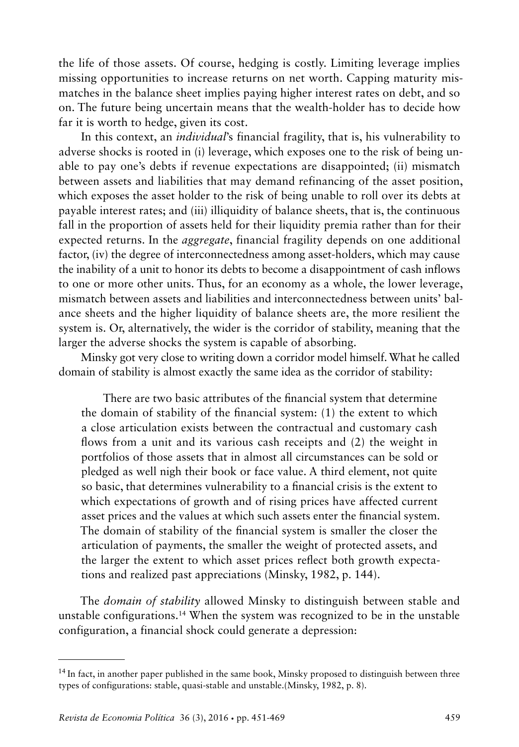the life of those assets. Of course, hedging is costly. Limiting leverage implies missing opportunities to increase returns on net worth. Capping maturity mismatches in the balance sheet implies paying higher interest rates on debt, and so on. The future being uncertain means that the wealth-holder has to decide how far it is worth to hedge, given its cost.

In this context, an *individual*'s financial fragility, that is, his vulnerability to adverse shocks is rooted in (i) leverage, which exposes one to the risk of being unable to pay one's debts if revenue expectations are disappointed; (ii) mismatch between assets and liabilities that may demand refinancing of the asset position, which exposes the asset holder to the risk of being unable to roll over its debts at payable interest rates; and (iii) illiquidity of balance sheets, that is, the continuous fall in the proportion of assets held for their liquidity premia rather than for their expected returns. In the *aggregate*, financial fragility depends on one additional factor, (iv) the degree of interconnectedness among asset-holders, which may cause the inability of a unit to honor its debts to become a disappointment of cash inflows to one or more other units. Thus, for an economy as a whole, the lower leverage, mismatch between assets and liabilities and interconnectedness between units' balance sheets and the higher liquidity of balance sheets are, the more resilient the system is. Or, alternatively, the wider is the corridor of stability, meaning that the larger the adverse shocks the system is capable of absorbing.

Minsky got very close to writing down a corridor model himself. What he called domain of stability is almost exactly the same idea as the corridor of stability:

> There are two basic attributes of the financial system that determine the domain of stability of the financial system: (1) the extent to which a close articulation exists between the contractual and customary cash flows from a unit and its various cash receipts and (2) the weight in portfolios of those assets that in almost all circumstances can be sold or pledged as well nigh their book or face value. A third element, not quite so basic, that determines vulnerability to a financial crisis is the extent to which expectations of growth and of rising prices have affected current asset prices and the values at which such assets enter the financial system. The domain of stability of the financial system is smaller the closer the articulation of payments, the smaller the weight of protected assets, and the larger the extent to which asset prices reflect both growth expectations and realized past appreciations (Minsky, 1982, p. 144).

The *domain of stability* allowed Minsky to distinguish between stable and unstable configurations.[14] When the system was recognized to be in the unstable configuration, a financial shock could generate a depression:

[14] In fact, in another paper published in the same book, Minsky proposed to distinguish between three types of configurations: stable, quasi-stable and unstable.(Minsky, 1982, p. 8).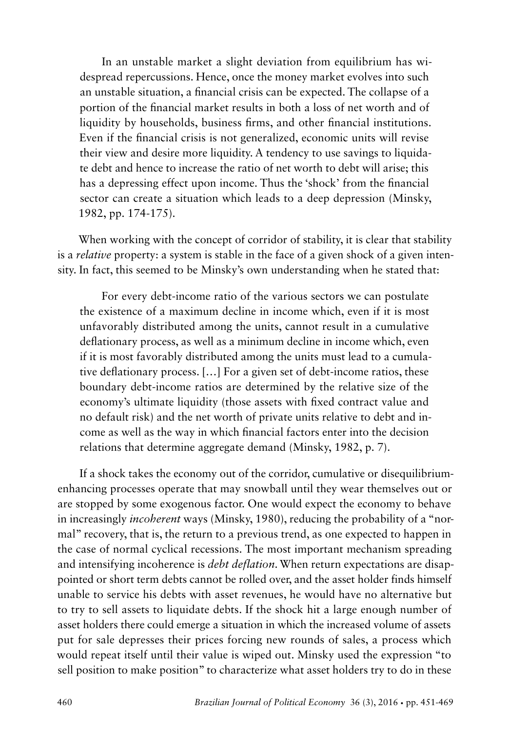> In an unstable market a slight deviation from equilibrium has widespread repercussions. Hence, once the money market evolves into such an unstable situation, a financial crisis can be expected. The collapse of a portion of the financial market results in both a loss of net worth and of liquidity by households, business firms, and other financial institutions. Even if the financial crisis is not generalized, economic units will revise their view and desire more liquidity. A tendency to use savings to liquidate debt and hence to increase the ratio of net worth to debt will arise; this has a depressing effect upon income. Thus the 'shock' from the financial sector can create a situation which leads to a deep depression (Minsky, 1982, pp. 174-175).

When working with the concept of corridor of stability, it is clear that stability is a *relative* property: a system is stable in the face of a given shock of a given intensity. In fact, this seemed to be Minsky's own understanding when he stated that:

> For every debt-income ratio of the various sectors we can postulate the existence of a maximum decline in income which, even if it is most unfavorably distributed among the units, cannot result in a cumulative deflationary process, as well as a minimum decline in income which, even if it is most favorably distributed among the units must lead to a cumulative deflationary process. […] For a given set of debt-income ratios, these boundary debt-income ratios are determined by the relative size of the economy's ultimate liquidity (those assets with fixed contract value and no default risk) and the net worth of private units relative to debt and income as well as the way in which financial factors enter into the decision relations that determine aggregate demand (Minsky, 1982, p. 7).

If a shock takes the economy out of the corridor, cumulative or disequilibrium-enhancing processes operate that may snowball until they wear themselves out or are stopped by some exogenous factor. One would expect the economy to behave in increasingly *incoherent* ways (Minsky, 1980), reducing the probability of a "normal" recovery, that is, the return to a previous trend, as one expected to happen in the case of normal cyclical recessions. The most important mechanism spreading and intensifying incoherence is *debt deflation*. When return expectations are disappointed or short term debts cannot be rolled over, and the asset holder finds himself unable to service his debts with asset revenues, he would have no alternative but to try to sell assets to liquidate debts. If the shock hit a large enough number of asset holders there could emerge a situation in which the increased volume of assets put for sale depresses their prices forcing new rounds of sales, a process which would repeat itself until their value is wiped out. Minsky used the expression "to sell position to make position" to characterize what asset holders try to do in these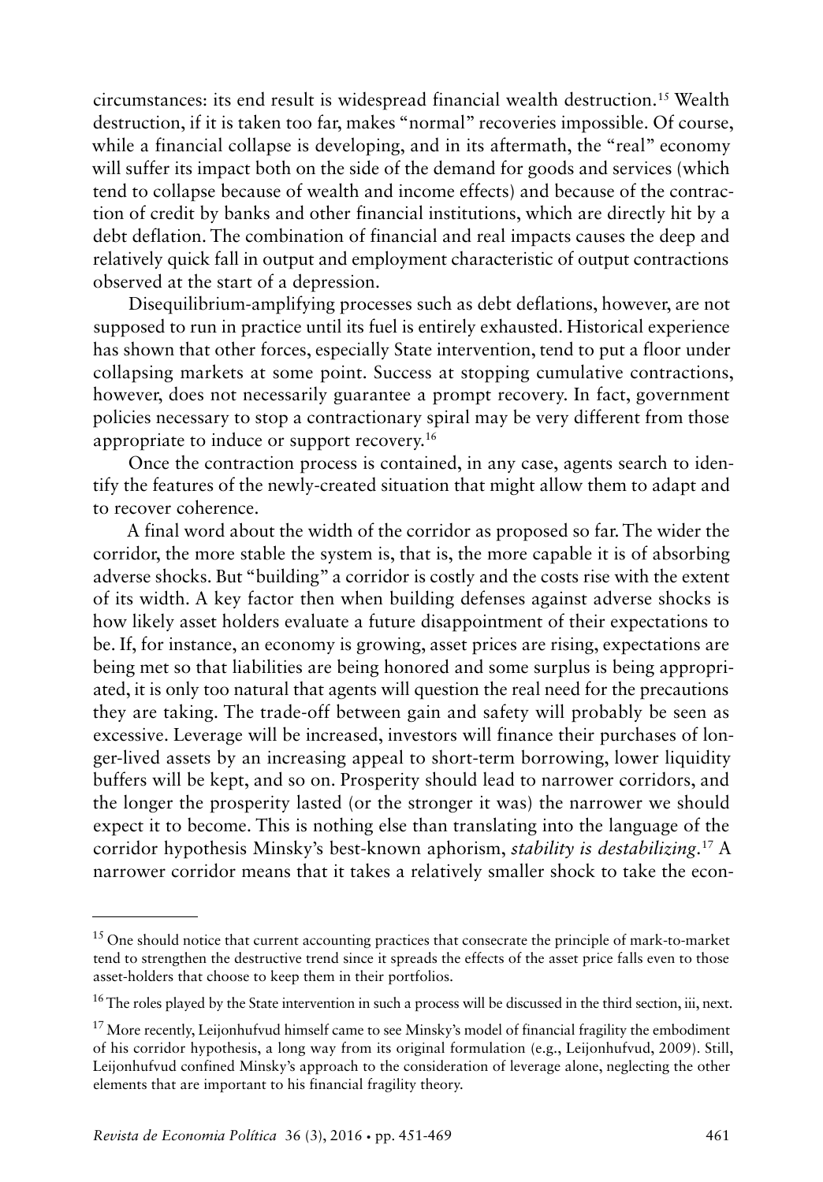circumstances: its end result is widespread financial wealth destruction.[15] Wealth destruction, if it is taken too far, makes "normal" recoveries impossible. Of course, while a financial collapse is developing, and in its aftermath, the "real" economy will suffer its impact both on the side of the demand for goods and services (which tend to collapse because of wealth and income effects) and because of the contraction of credit by banks and other financial institutions, which are directly hit by a debt deflation. The combination of financial and real impacts causes the deep and relatively quick fall in output and employment characteristic of output contractions observed at the start of a depression.

Disequilibrium-amplifying processes such as debt deflations, however, are not supposed to run in practice until its fuel is entirely exhausted. Historical experience has shown that other forces, especially State intervention, tend to put a floor under collapsing markets at some point. Success at stopping cumulative contractions, however, does not necessarily guarantee a prompt recovery. In fact, government policies necessary to stop a contractionary spiral may be very different from those appropriate to induce or support recovery.[16]

Once the contraction process is contained, in any case, agents search to identify the features of the newly-created situation that might allow them to adapt and to recover coherence.

A final word about the width of the corridor as proposed so far. The wider the corridor, the more stable the system is, that is, the more capable it is of absorbing adverse shocks. But "building" a corridor is costly and the costs rise with the extent of its width. A key factor then when building defenses against adverse shocks is how likely asset holders evaluate a future disappointment of their expectations to be. If, for instance, an economy is growing, asset prices are rising, expectations are being met so that liabilities are being honored and some surplus is being appropriated, it is only too natural that agents will question the real need for the precautions they are taking. The trade-off between gain and safety will probably be seen as excessive. Leverage will be increased, investors will finance their purchases of longer-lived assets by an increasing appeal to short-term borrowing, lower liquidity buffers will be kept, and so on. Prosperity should lead to narrower corridors, and the longer the prosperity lasted (or the stronger it was) the narrower we should expect it to become. This is nothing else than translating into the language of the corridor hypothesis Minsky's best-known aphorism, *stability is destabilizing*.[17] A narrower corridor means that it takes a relatively smaller shock to take the econ-

---

[15] One should notice that current accounting practices that consecrate the principle of mark-to-market tend to strengthen the destructive trend since it spreads the effects of the asset price falls even to those asset-holders that choose to keep them in their portfolios.

[16] The roles played by the State intervention in such a process will be discussed in the third section, iii, next.

[17] More recently, Leijonhufvud himself came to see Minsky's model of financial fragility the embodiment of his corridor hypothesis, a long way from its original formulation (e.g., Leijonhufvud, 2009). Still, Leijonhufvud confined Minsky's approach to the consideration of leverage alone, neglecting the other elements that are important to his financial fragility theory.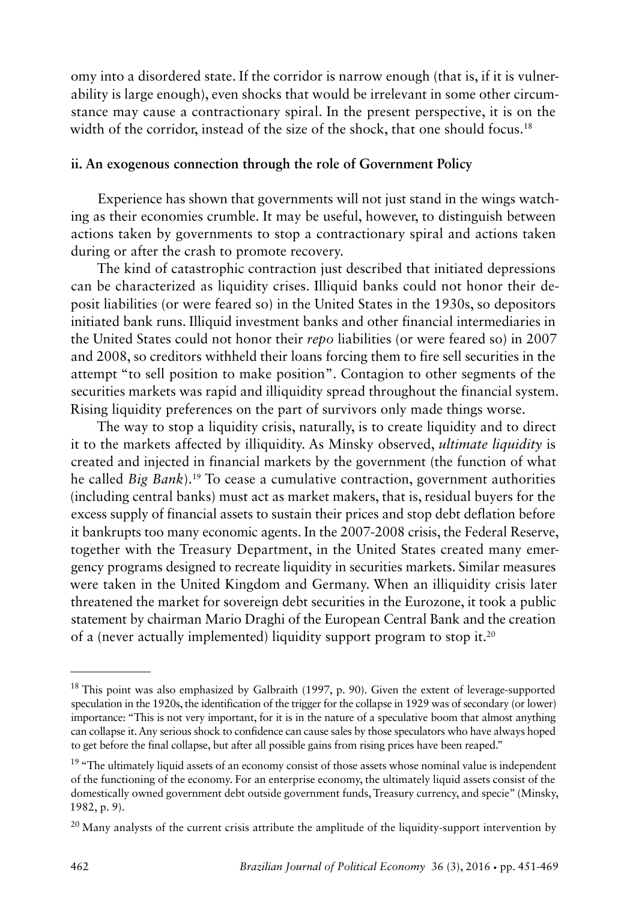omy into a disordered state. If the corridor is narrow enough (that is, if it is vulnerability is large enough), even shocks that would be irrelevant in some other circumstance may cause a contractionary spiral. In the present perspective, it is on the width of the corridor, instead of the size of the shock, that one should focus.[18]

### ii. An exogenous connection through the role of Government Policy

Experience has shown that governments will not just stand in the wings watching as their economies crumble. It may be useful, however, to distinguish between actions taken by governments to stop a contractionary spiral and actions taken during or after the crash to promote recovery.

The kind of catastrophic contraction just described that initiated depressions can be characterized as liquidity crises. Illiquid banks could not honor their deposit liabilities (or were feared so) in the United States in the 1930s, so depositors initiated bank runs. Illiquid investment banks and other financial intermediaries in the United States could not honor their *repo* liabilities (or were feared so) in 2007 and 2008, so creditors withheld their loans forcing them to fire sell securities in the attempt "to sell position to make position". Contagion to other segments of the securities markets was rapid and illiquidity spread throughout the financial system. Rising liquidity preferences on the part of survivors only made things worse.

The way to stop a liquidity crisis, naturally, is to create liquidity and to direct it to the markets affected by illiquidity. As Minsky observed, *ultimate liquidity* is created and injected in financial markets by the government (the function of what he called *Big Bank*).[19] To cease a cumulative contraction, government authorities (including central banks) must act as market makers, that is, residual buyers for the excess supply of financial assets to sustain their prices and stop debt deflation before it bankrupts too many economic agents. In the 2007-2008 crisis, the Federal Reserve, together with the Treasury Department, in the United States created many emergency programs designed to recreate liquidity in securities markets. Similar measures were taken in the United Kingdom and Germany. When an illiquidity crisis later threatened the market for sovereign debt securities in the Eurozone, it took a public statement by chairman Mario Draghi of the European Central Bank and the creation of a (never actually implemented) liquidity support program to stop it.[20]

---

[18] This point was also emphasized by Galbraith (1997, p. 90). Given the extent of leverage-supported speculation in the 1920s, the identification of the trigger for the collapse in 1929 was of secondary (or lower) importance: "This is not very important, for it is in the nature of a speculative boom that almost anything can collapse it. Any serious shock to confidence can cause sales by those speculators who have always hoped to get before the final collapse, but after all possible gains from rising prices have been reaped."

[19] "The ultimately liquid assets of an economy consist of those assets whose nominal value is independent of the functioning of the economy. For an enterprise economy, the ultimately liquid assets consist of the domestically owned government debt outside government funds, Treasury currency, and specie" (Minsky, 1982, p. 9).

[20] Many analysts of the current crisis attribute the amplitude of the liquidity-support intervention by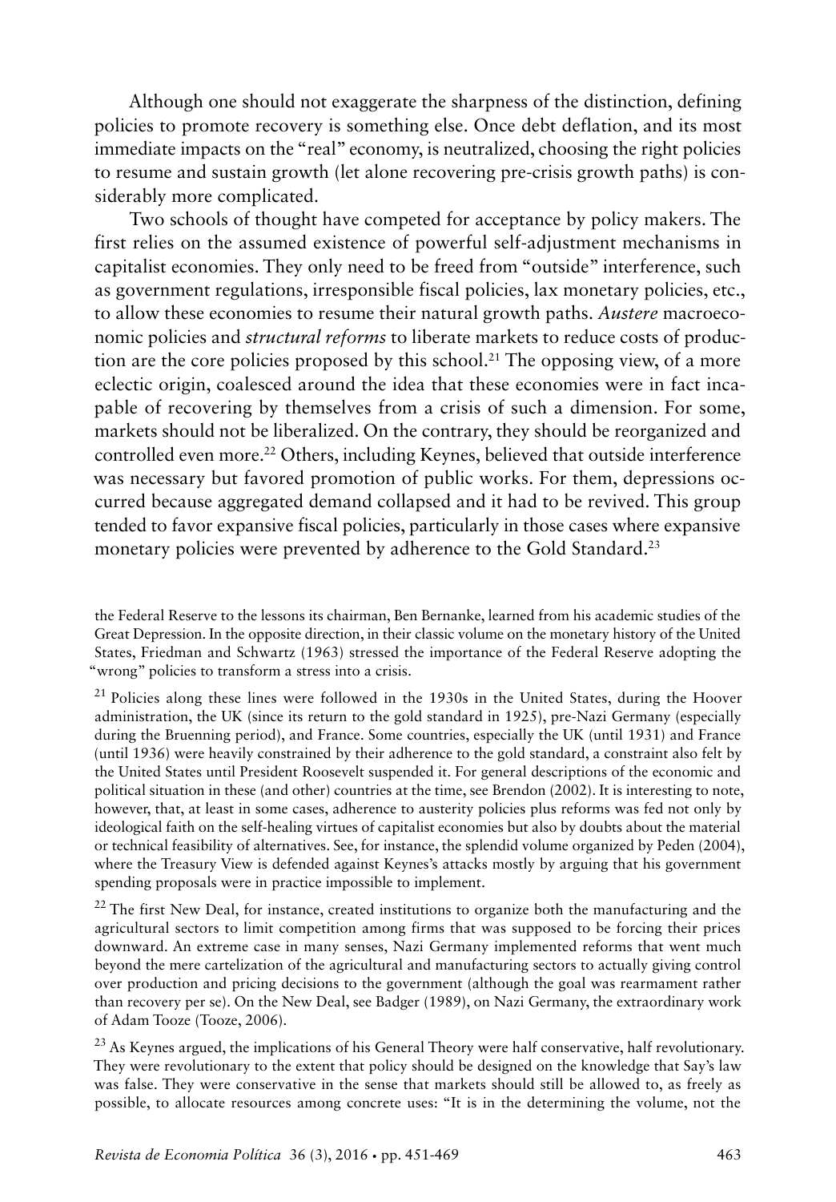Although one should not exaggerate the sharpness of the distinction, defining policies to promote recovery is something else. Once debt deflation, and its most immediate impacts on the "real" economy, is neutralized, choosing the right policies to resume and sustain growth (let alone recovering pre-crisis growth paths) is considerably more complicated.

Two schools of thought have competed for acceptance by policy makers. The first relies on the assumed existence of powerful self-adjustment mechanisms in capitalist economies. They only need to be freed from "outside" interference, such as government regulations, irresponsible fiscal policies, lax monetary policies, etc., to allow these economies to resume their natural growth paths. *Austere* macroeconomic policies and *structural reforms* to liberate markets to reduce costs of production are the core policies proposed by this school.[21] The opposing view, of a more eclectic origin, coalesced around the idea that these economies were in fact incapable of recovering by themselves from a crisis of such a dimension. For some, markets should not be liberalized. On the contrary, they should be reorganized and controlled even more.[22] Others, including Keynes, believed that outside interference was necessary but favored promotion of public works. For them, depressions occurred because aggregated demand collapsed and it had to be revived. This group tended to favor expansive fiscal policies, particularly in those cases where expansive monetary policies were prevented by adherence to the Gold Standard.[23]

the Federal Reserve to the lessons its chairman, Ben Bernanke, learned from his academic studies of the Great Depression. In the opposite direction, in their classic volume on the monetary history of the United States, Friedman and Schwartz (1963) stressed the importance of the Federal Reserve adopting the "wrong" policies to transform a stress into a crisis.

[21] Policies along these lines were followed in the 1930s in the United States, during the Hoover administration, the UK (since its return to the gold standard in 1925), pre-Nazi Germany (especially during the Bruenning period), and France. Some countries, especially the UK (until 1931) and France (until 1936) were heavily constrained by their adherence to the gold standard, a constraint also felt by the United States until President Roosevelt suspended it. For general descriptions of the economic and political situation in these (and other) countries at the time, see Brendon (2002). It is interesting to note, however, that, at least in some cases, adherence to austerity policies plus reforms was fed not only by ideological faith on the self-healing virtues of capitalist economies but also by doubts about the material or technical feasibility of alternatives. See, for instance, the splendid volume organized by Peden (2004), where the Treasury View is defended against Keynes's attacks mostly by arguing that his government spending proposals were in practice impossible to implement.

[22] The first New Deal, for instance, created institutions to organize both the manufacturing and the agricultural sectors to limit competition among firms that was supposed to be forcing their prices downward. An extreme case in many senses, Nazi Germany implemented reforms that went much beyond the mere cartelization of the agricultural and manufacturing sectors to actually giving control over production and pricing decisions to the government (although the goal was rearmament rather than recovery per se). On the New Deal, see Badger (1989), on Nazi Germany, the extraordinary work of Adam Tooze (Tooze, 2006).

[23] As Keynes argued, the implications of his General Theory were half conservative, half revolutionary. They were revolutionary to the extent that policy should be designed on the knowledge that Say's law was false. They were conservative in the sense that markets should still be allowed to, as freely as possible, to allocate resources among concrete uses: "It is in the determining the volume, not the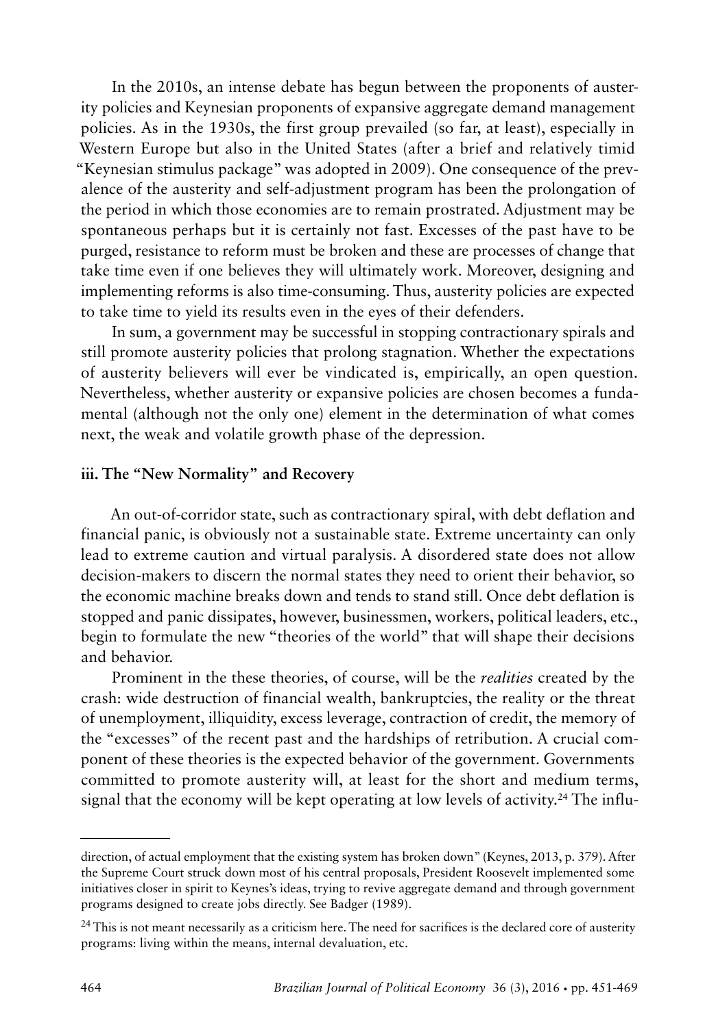In the 2010s, an intense debate has begun between the proponents of austerity policies and Keynesian proponents of expansive aggregate demand management policies. As in the 1930s, the first group prevailed (so far, at least), especially in Western Europe but also in the United States (after a brief and relatively timid "Keynesian stimulus package" was adopted in 2009). One consequence of the prevalence of the austerity and self-adjustment program has been the prolongation of the period in which those economies are to remain prostrated. Adjustment may be spontaneous perhaps but it is certainly not fast. Excesses of the past have to be purged, resistance to reform must be broken and these are processes of change that take time even if one believes they will ultimately work. Moreover, designing and implementing reforms is also time-consuming. Thus, austerity policies are expected to take time to yield its results even in the eyes of their defenders.

In sum, a government may be successful in stopping contractionary spirals and still promote austerity policies that prolong stagnation. Whether the expectations of austerity believers will ever be vindicated is, empirically, an open question. Nevertheless, whether austerity or expansive policies are chosen becomes a fundamental (although not the only one) element in the determination of what comes next, the weak and volatile growth phase of the depression.

### iii. The "New Normality" and Recovery

An out-of-corridor state, such as contractionary spiral, with debt deflation and financial panic, is obviously not a sustainable state. Extreme uncertainty can only lead to extreme caution and virtual paralysis. A disordered state does not allow decision-makers to discern the normal states they need to orient their behavior, so the economic machine breaks down and tends to stand still. Once debt deflation is stopped and panic dissipates, however, businessmen, workers, political leaders, etc., begin to formulate the new "theories of the world" that will shape their decisions and behavior.

Prominent in the these theories, of course, will be the *realities* created by the crash: wide destruction of financial wealth, bankruptcies, the reality or the threat of unemployment, illiquidity, excess leverage, contraction of credit, the memory of the "excesses" of the recent past and the hardships of retribution. A crucial component of these theories is the expected behavior of the government. Governments committed to promote austerity will, at least for the short and medium terms, signal that the economy will be kept operating at low levels of activity.[24] The influ-

---

direction, of actual employment that the existing system has broken down" (Keynes, 2013, p. 379). After the Supreme Court struck down most of his central proposals, President Roosevelt implemented some initiatives closer in spirit to Keynes's ideas, trying to revive aggregate demand and through government programs designed to create jobs directly. See Badger (1989).

[24] This is not meant necessarily as a criticism here. The need for sacrifices is the declared core of austerity programs: living within the means, internal devaluation, etc.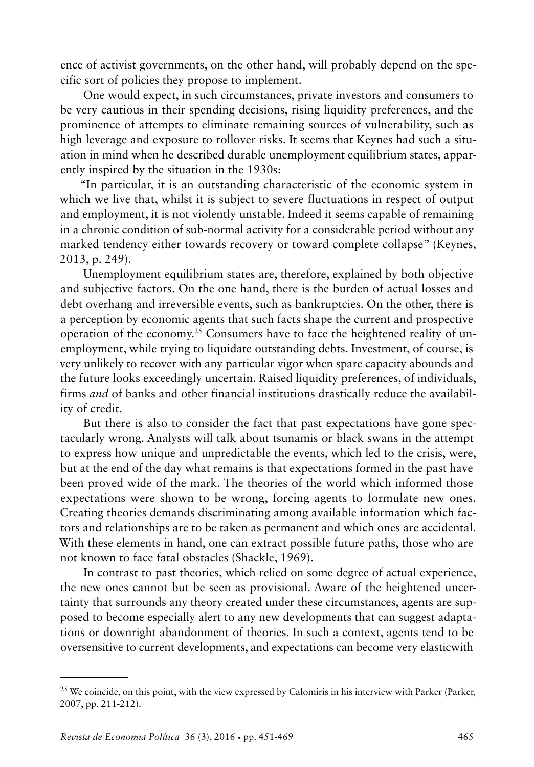ence of activist governments, on the other hand, will probably depend on the specific sort of policies they propose to implement.

One would expect, in such circumstances, private investors and consumers to be very cautious in their spending decisions, rising liquidity preferences, and the prominence of attempts to eliminate remaining sources of vulnerability, such as high leverage and exposure to rollover risks. It seems that Keynes had such a situation in mind when he described durable unemployment equilibrium states, apparently inspired by the situation in the 1930s:

"In particular, it is an outstanding characteristic of the economic system in which we live that, whilst it is subject to severe fluctuations in respect of output and employment, it is not violently unstable. Indeed it seems capable of remaining in a chronic condition of sub-normal activity for a considerable period without any marked tendency either towards recovery or toward complete collapse" (Keynes, 2013, p. 249).

Unemployment equilibrium states are, therefore, explained by both objective and subjective factors. On the one hand, there is the burden of actual losses and debt overhang and irreversible events, such as bankruptcies. On the other, there is a perception by economic agents that such facts shape the current and prospective operation of the economy.[25] Consumers have to face the heightened reality of unemployment, while trying to liquidate outstanding debts. Investment, of course, is very unlikely to recover with any particular vigor when spare capacity abounds and the future looks exceedingly uncertain. Raised liquidity preferences, of individuals, firms *and* of banks and other financial institutions drastically reduce the availability of credit.

But there is also to consider the fact that past expectations have gone spectacularly wrong. Analysts will talk about tsunamis or black swans in the attempt to express how unique and unpredictable the events, which led to the crisis, were, but at the end of the day what remains is that expectations formed in the past have been proved wide of the mark. The theories of the world which informed those expectations were shown to be wrong, forcing agents to formulate new ones. Creating theories demands discriminating among available information which factors and relationships are to be taken as permanent and which ones are accidental. With these elements in hand, one can extract possible future paths, those who are not known to face fatal obstacles (Shackle, 1969).

In contrast to past theories, which relied on some degree of actual experience, the new ones cannot but be seen as provisional. Aware of the heightened uncertainty that surrounds any theory created under these circumstances, agents are supposed to become especially alert to any new developments that can suggest adaptations or downright abandonment of theories. In such a context, agents tend to be oversensitive to current developments, and expectations can become very elasticwith

---

[25] We coincide, on this point, with the view expressed by Calomiris in his interview with Parker (Parker, 2007, pp. 211-212).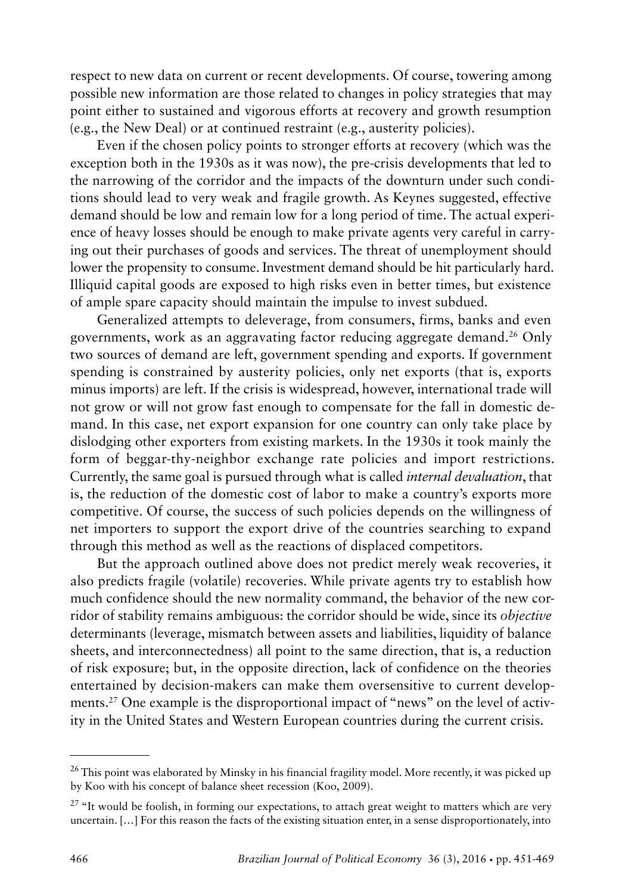respect to new data on current or recent developments. Of course, towering among possible new information are those related to changes in policy strategies that may point either to sustained and vigorous efforts at recovery and growth resumption (e.g., the New Deal) or at continued restraint (e.g., austerity policies).

Even if the chosen policy points to stronger efforts at recovery (which was the exception both in the 1930s as it was now), the pre-crisis developments that led to the narrowing of the corridor and the impacts of the downturn under such conditions should lead to very weak and fragile growth. As Keynes suggested, effective demand should be low and remain low for a long period of time. The actual experience of heavy losses should be enough to make private agents very careful in carrying out their purchases of goods and services. The threat of unemployment should lower the propensity to consume. Investment demand should be hit particularly hard. Illiquid capital goods are exposed to high risks even in better times, but existence of ample spare capacity should maintain the impulse to invest subdued.

Generalized attempts to deleverage, from consumers, firms, banks and even governments, work as an aggravating factor reducing aggregate demand.[26] Only two sources of demand are left, government spending and exports. If government spending is constrained by austerity policies, only net exports (that is, exports minus imports) are left. If the crisis is widespread, however, international trade will not grow or will not grow fast enough to compensate for the fall in domestic demand. In this case, net export expansion for one country can only take place by dislodging other exporters from existing markets. In the 1930s it took mainly the form of beggar-thy-neighbor exchange rate policies and import restrictions. Currently, the same goal is pursued through what is called *internal devaluation*, that is, the reduction of the domestic cost of labor to make a country's exports more competitive. Of course, the success of such policies depends on the willingness of net importers to support the export drive of the countries searching to expand through this method as well as the reactions of displaced competitors.

But the approach outlined above does not predict merely weak recoveries, it also predicts fragile (volatile) recoveries. While private agents try to establish how much confidence should the new normality command, the behavior of the new corridor of stability remains ambiguous: the corridor should be wide, since its *objective* determinants (leverage, mismatch between assets and liabilities, liquidity of balance sheets, and interconnectedness) all point to the same direction, that is, a reduction of risk exposure; but, in the opposite direction, lack of confidence on the theories entertained by decision-makers can make them oversensitive to current developments.[27] One example is the disproportional impact of "news" on the level of activity in the United States and Western European countries during the current crisis.

---

[26] This point was elaborated by Minsky in his financial fragility model. More recently, it was picked up by Koo with his concept of balance sheet recession (Koo, 2009).

[27] "It would be foolish, in forming our expectations, to attach great weight to matters which are very uncertain. [...] For this reason the facts of the existing situation enter, in a sense disproportionately, into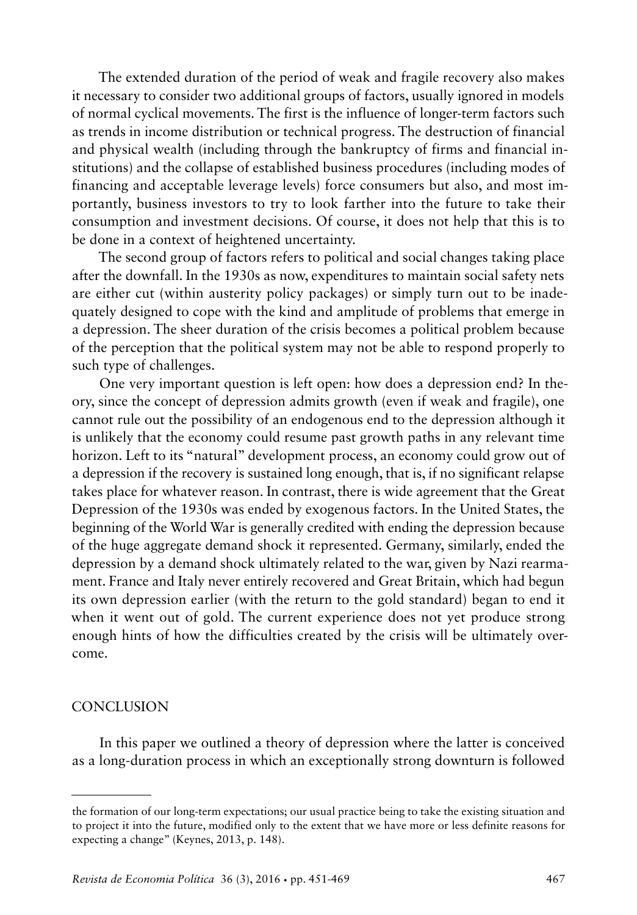The extended duration of the period of weak and fragile recovery also makes it necessary to consider two additional groups of factors, usually ignored in models of normal cyclical movements. The first is the influence of longer-term factors such as trends in income distribution or technical progress. The destruction of financial and physical wealth (including through the bankruptcy of firms and financial institutions) and the collapse of established business procedures (including modes of financing and acceptable leverage levels) force consumers but also, and most importantly, business investors to try to look farther into the future to take their consumption and investment decisions. Of course, it does not help that this is to be done in a context of heightened uncertainty.

The second group of factors refers to political and social changes taking place after the downfall. In the 1930s as now, expenditures to maintain social safety nets are either cut (within austerity policy packages) or simply turn out to be inadequately designed to cope with the kind and amplitude of problems that emerge in a depression. The sheer duration of the crisis becomes a political problem because of the perception that the political system may not be able to respond properly to such type of challenges.

One very important question is left open: how does a depression end? In theory, since the concept of depression admits growth (even if weak and fragile), one cannot rule out the possibility of an endogenous end to the depression although it is unlikely that the economy could resume past growth paths in any relevant time horizon. Left to its "natural" development process, an economy could grow out of a depression if the recovery is sustained long enough, that is, if no significant relapse takes place for whatever reason. In contrast, there is wide agreement that the Great Depression of the 1930s was ended by exogenous factors. In the United States, the beginning of the World War is generally credited with ending the depression because of the huge aggregate demand shock it represented. Germany, similarly, ended the depression by a demand shock ultimately related to the war, given by Nazi rearmament. France and Italy never entirely recovered and Great Britain, which had begun its own depression earlier (with the return to the gold standard) began to end it when it went out of gold. The current experience does not yet produce strong enough hints of how the difficulties created by the crisis will be ultimately overcome.

## CONCLUSION

In this paper we outlined a theory of depression where the latter is conceived as a long-duration process in which an exceptionally strong downturn is followed

---

the formation of our long-term expectations; our usual practice being to take the existing situation and to project it into the future, modified only to the extent that we have more or less definite reasons for expecting a change" (Keynes, 2013, p. 148).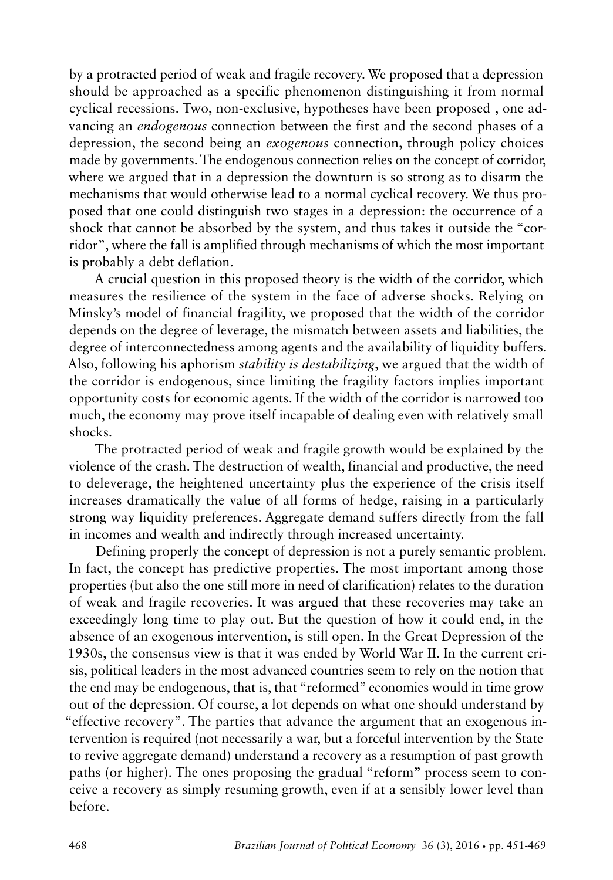by a protracted period of weak and fragile recovery. We proposed that a depression should be approached as a specific phenomenon distinguishing it from normal cyclical recessions. Two, non-exclusive, hypotheses have been proposed , one advancing an *endogenous* connection between the first and the second phases of a depression, the second being an *exogenous* connection, through policy choices made by governments. The endogenous connection relies on the concept of corridor, where we argued that in a depression the downturn is so strong as to disarm the mechanisms that would otherwise lead to a normal cyclical recovery. We thus proposed that one could distinguish two stages in a depression: the occurrence of a shock that cannot be absorbed by the system, and thus takes it outside the "corridor", where the fall is amplified through mechanisms of which the most important is probably a debt deflation.

A crucial question in this proposed theory is the width of the corridor, which measures the resilience of the system in the face of adverse shocks. Relying on Minsky's model of financial fragility, we proposed that the width of the corridor depends on the degree of leverage, the mismatch between assets and liabilities, the degree of interconnectedness among agents and the availability of liquidity buffers. Also, following his aphorism *stability is destabilizing*, we argued that the width of the corridor is endogenous, since limiting the fragility factors implies important opportunity costs for economic agents. If the width of the corridor is narrowed too much, the economy may prove itself incapable of dealing even with relatively small shocks.

The protracted period of weak and fragile growth would be explained by the violence of the crash. The destruction of wealth, financial and productive, the need to deleverage, the heightened uncertainty plus the experience of the crisis itself increases dramatically the value of all forms of hedge, raising in a particularly strong way liquidity preferences. Aggregate demand suffers directly from the fall in incomes and wealth and indirectly through increased uncertainty.

Defining properly the concept of depression is not a purely semantic problem. In fact, the concept has predictive properties. The most important among those properties (but also the one still more in need of clarification) relates to the duration of weak and fragile recoveries. It was argued that these recoveries may take an exceedingly long time to play out. But the question of how it could end, in the absence of an exogenous intervention, is still open. In the Great Depression of the 1930s, the consensus view is that it was ended by World War II. In the current crisis, political leaders in the most advanced countries seem to rely on the notion that the end may be endogenous, that is, that "reformed" economies would in time grow out of the depression. Of course, a lot depends on what one should understand by "effective recovery". The parties that advance the argument that an exogenous intervention is required (not necessarily a war, but a forceful intervention by the State to revive aggregate demand) understand a recovery as a resumption of past growth paths (or higher). The ones proposing the gradual "reform" process seem to conceive a recovery as simply resuming growth, even if at a sensibly lower level than before.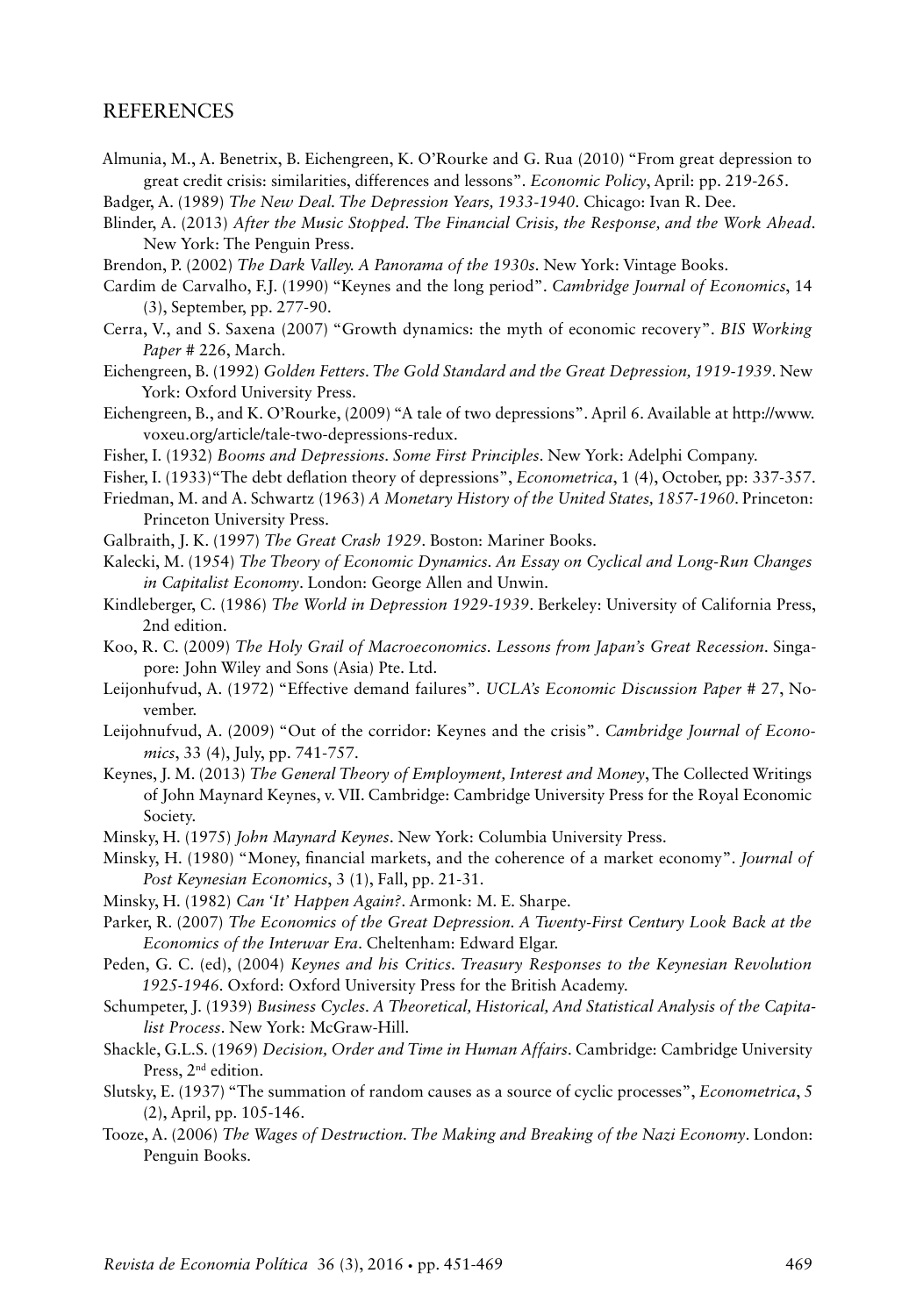## REFERENCES

Almunia, M., A. Benetrix, B. Eichengreen, K. O'Rourke and G. Rua (2010) "From great depression to great credit crisis: similarities, differences and lessons". *Economic Policy*, April: pp. 219-265.

Badger, A. (1989) *The New Deal. The Depression Years, 1933-1940*. Chicago: Ivan R. Dee.

Blinder, A. (2013) *After the Music Stopped. The Financial Crisis, the Response, and the Work Ahead*. New York: The Penguin Press.

Brendon, P. (2002) *The Dark Valley. A Panorama of the 1930s*. New York: Vintage Books.

Cardim de Carvalho, F.J. (1990) "Keynes and the long period". *Cambridge Journal of Economics*, 14 (3), September, pp. 277-90.

Cerra, V., and S. Saxena (2007) "Growth dynamics: the myth of economic recovery". *BIS Working Paper* # 226, March.

Eichengreen, B. (1992) *Golden Fetters. The Gold Standard and the Great Depression, 1919-1939*. New York: Oxford University Press.

Eichengreen, B., and K. O'Rourke, (2009) "A tale of two depressions". April 6. Available at http://www.voxeu.org/article/tale-two-depressions-redux.

Fisher, I. (1932) *Booms and Depressions. Some First Principles*. New York: Adelphi Company.

Fisher, I. (1933)"The debt deflation theory of depressions", *Econometrica*, 1 (4), October, pp: 337-357.

Friedman, M. and A. Schwartz (1963) *A Monetary History of the United States, 1857-1960*. Princeton: Princeton University Press.

Galbraith, J. K. (1997) *The Great Crash 1929*. Boston: Mariner Books.

Kalecki, M. (1954) *The Theory of Economic Dynamics. An Essay on Cyclical and Long-Run Changes in Capitalist Economy*. London: George Allen and Unwin.

Kindleberger, C. (1986) *The World in Depression 1929-1939*. Berkeley: University of California Press, 2nd edition.

Koo, R. C. (2009) *The Holy Grail of Macroeconomics. Lessons from Japan's Great Recession*. Singapore: John Wiley and Sons (Asia) Pte. Ltd.

Leijonhufvud, A. (1972) "Effective demand failures". *UCLA's Economic Discussion Paper* # 27, November.

Leijohnufvud, A. (2009) "Out of the corridor: Keynes and the crisis". *Cambridge Journal of Economics*, 33 (4), July, pp. 741-757.

Keynes, J. M. (2013) *The General Theory of Employment, Interest and Money*, The Collected Writings of John Maynard Keynes, v. VII. Cambridge: Cambridge University Press for the Royal Economic Society.

Minsky, H. (1975) *John Maynard Keynes*. New York: Columbia University Press.

Minsky, H. (1980) "Money, financial markets, and the coherence of a market economy". *Journal of Post Keynesian Economics*, 3 (1), Fall, pp. 21-31.

Minsky, H. (1982) *Can 'It' Happen Again?*. Armonk: M. E. Sharpe.

Parker, R. (2007) *The Economics of the Great Depression. A Twenty-First Century Look Back at the Economics of the Interwar Era*. Cheltenham: Edward Elgar.

Peden, G. C. (ed), (2004) *Keynes and his Critics. Treasury Responses to the Keynesian Revolution 1925-1946*. Oxford: Oxford University Press for the British Academy.

Schumpeter, J. (1939) *Business Cycles. A Theoretical, Historical, And Statistical Analysis of the Capitalist Process*. New York: McGraw-Hill.

Shackle, G.L.S. (1969) *Decision, Order and Time in Human Affairs*. Cambridge: Cambridge University Press, 2nd edition.

Slutsky, E. (1937) "The summation of random causes as a source of cyclic processes", *Econometrica*, 5 (2), April, pp. 105-146.

Tooze, A. (2006) *The Wages of Destruction. The Making and Breaking of the Nazi Economy*. London: Penguin Books.